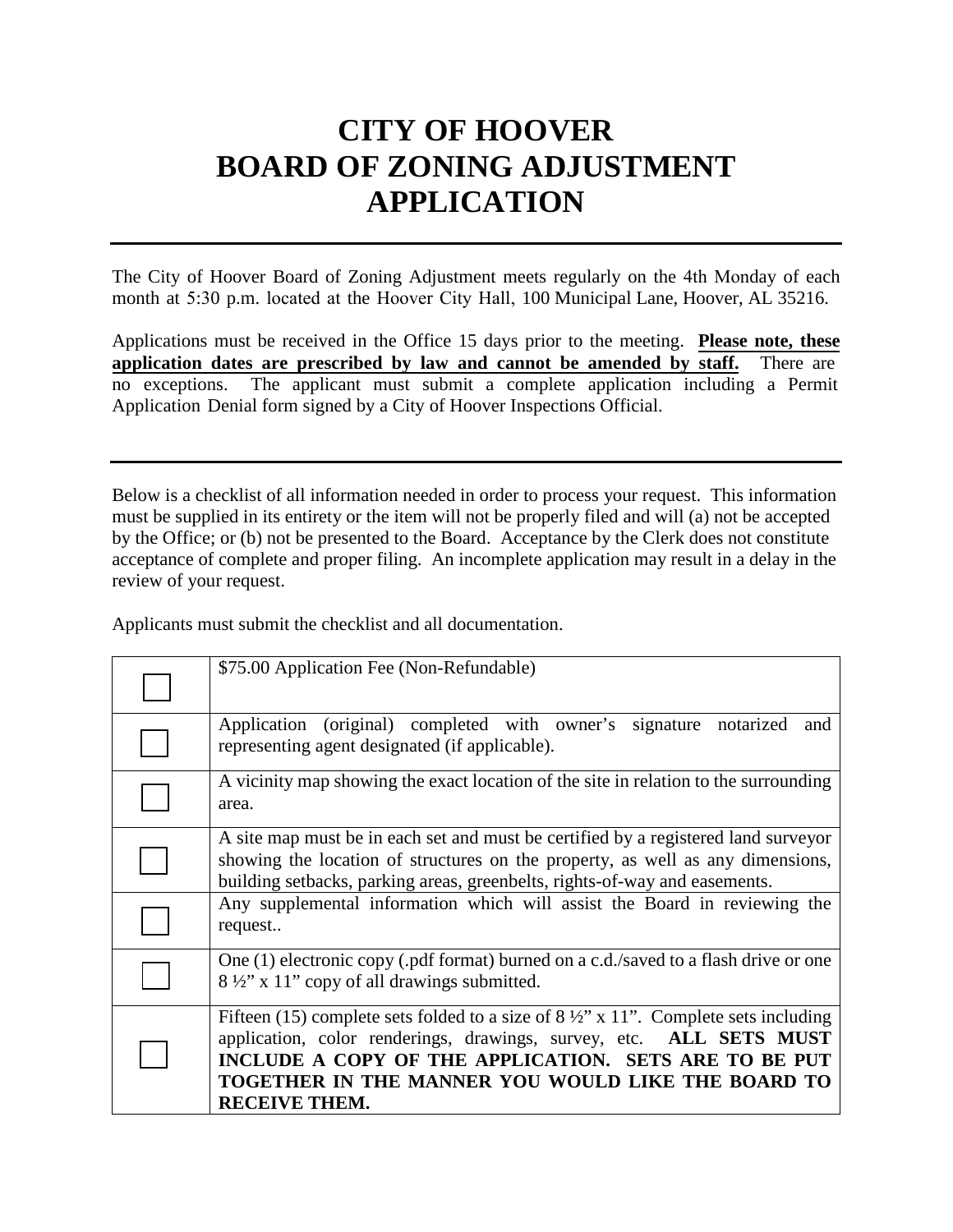# CITY OF HOOVER
# BOARD OF ZONING ADJUSTMENT
# APPLICATION

---

The City of Hoover Board of Zoning Adjustment meets regularly on the 4th Monday of each month at 5:30 p.m. located at the Hoover City Hall, 100 Municipal Lane, Hoover, AL 35216.

Applications must be received in the Office 15 days prior to the meeting. **Please note, these application dates are prescribed by law and cannot be amended by staff.** There are no exceptions. The applicant must submit a complete application including a Permit Application Denial form signed by a City of Hoover Inspections Official.

---

Below is a checklist of all information needed in order to process your request. This information must be supplied in its entirety or the item will not be properly filed and will (a) not be accepted by the Office; or (b) not be presented to the Board. Acceptance by the Clerk does not constitute acceptance of complete and proper filing. An incomplete application may result in a delay in the review of your request.

Applicants must submit the checklist and all documentation.

| | |
|---|---|
| ☐ | $75.00 Application Fee (Non-Refundable) |
| ☐ | Application (original) completed with owner's signature notarized and representing agent designated (if applicable). |
| ☐ | A vicinity map showing the exact location of the site in relation to the surrounding area. |
| ☐ | A site map must be in each set and must be certified by a registered land surveyor showing the location of structures on the property, as well as any dimensions, building setbacks, parking areas, greenbelts, rights-of-way and easements. |
| ☐ | Any supplemental information which will assist the Board in reviewing the request.. |
| ☐ | One (1) electronic copy (.pdf format) burned on a c.d./saved to a flash drive or one 8 ½" x 11" copy of all drawings submitted. |
| ☐ | Fifteen (15) complete sets folded to a size of 8 ½" x 11". Complete sets including application, color renderings, drawings, survey, etc. **ALL SETS MUST INCLUDE A COPY OF THE APPLICATION. SETS ARE TO BE PUT TOGETHER IN THE MANNER YOU WOULD LIKE THE BOARD TO RECEIVE THEM.** |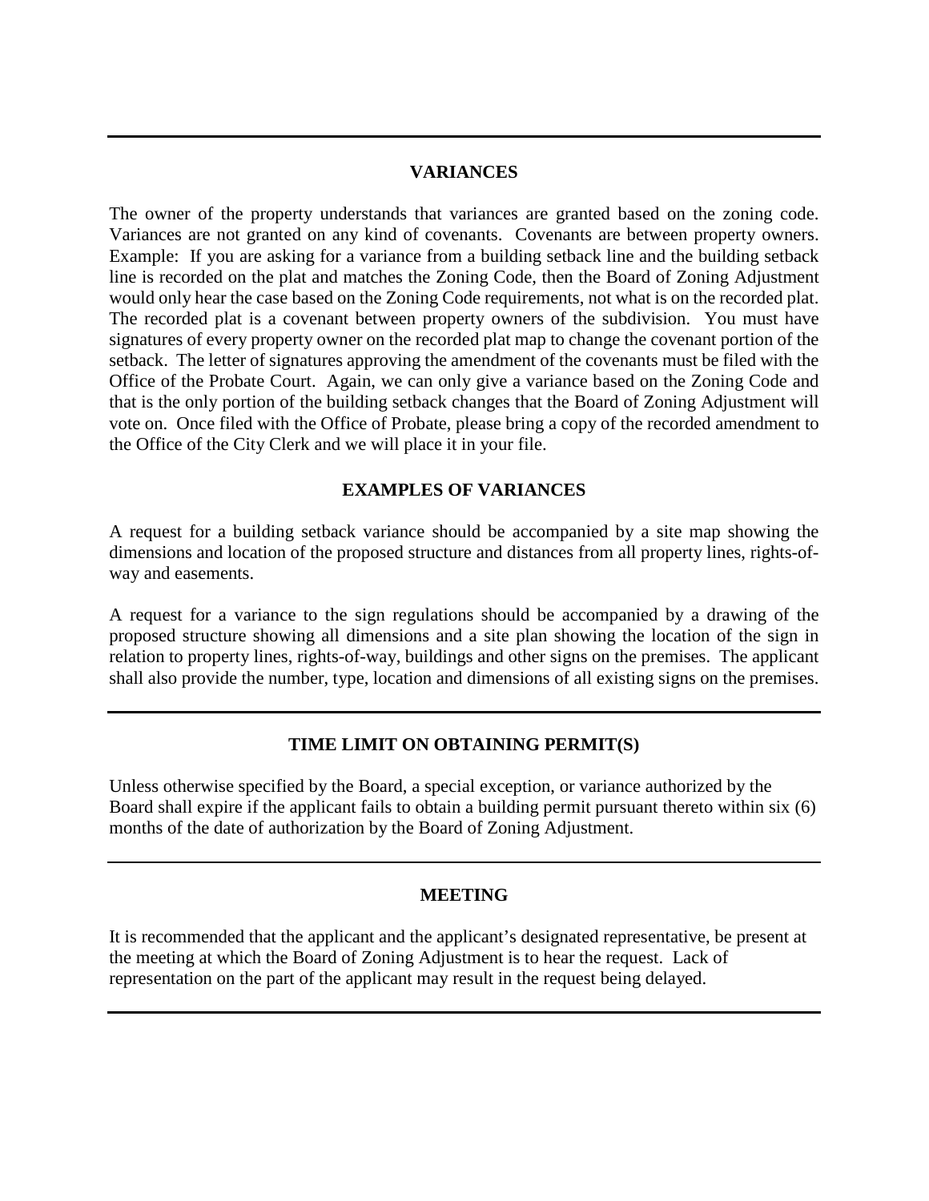## VARIANCES

The owner of the property understands that variances are granted based on the zoning code. Variances are not granted on any kind of covenants. Covenants are between property owners. Example: If you are asking for a variance from a building setback line and the building setback line is recorded on the plat and matches the Zoning Code, then the Board of Zoning Adjustment would only hear the case based on the Zoning Code requirements, not what is on the recorded plat. The recorded plat is a covenant between property owners of the subdivision. You must have signatures of every property owner on the recorded plat map to change the covenant portion of the setback. The letter of signatures approving the amendment of the covenants must be filed with the Office of the Probate Court. Again, we can only give a variance based on the Zoning Code and that is the only portion of the building setback changes that the Board of Zoning Adjustment will vote on. Once filed with the Office of Probate, please bring a copy of the recorded amendment to the Office of the City Clerk and we will place it in your file.

## EXAMPLES OF VARIANCES

A request for a building setback variance should be accompanied by a site map showing the dimensions and location of the proposed structure and distances from all property lines, rights-of-way and easements.

A request for a variance to the sign regulations should be accompanied by a drawing of the proposed structure showing all dimensions and a site plan showing the location of the sign in relation to property lines, rights-of-way, buildings and other signs on the premises. The applicant shall also provide the number, type, location and dimensions of all existing signs on the premises.

## TIME LIMIT ON OBTAINING PERMIT(S)

Unless otherwise specified by the Board, a special exception, or variance authorized by the Board shall expire if the applicant fails to obtain a building permit pursuant thereto within six (6) months of the date of authorization by the Board of Zoning Adjustment.

## MEETING

It is recommended that the applicant and the applicant's designated representative, be present at the meeting at which the Board of Zoning Adjustment is to hear the request. Lack of representation on the part of the applicant may result in the request being delayed.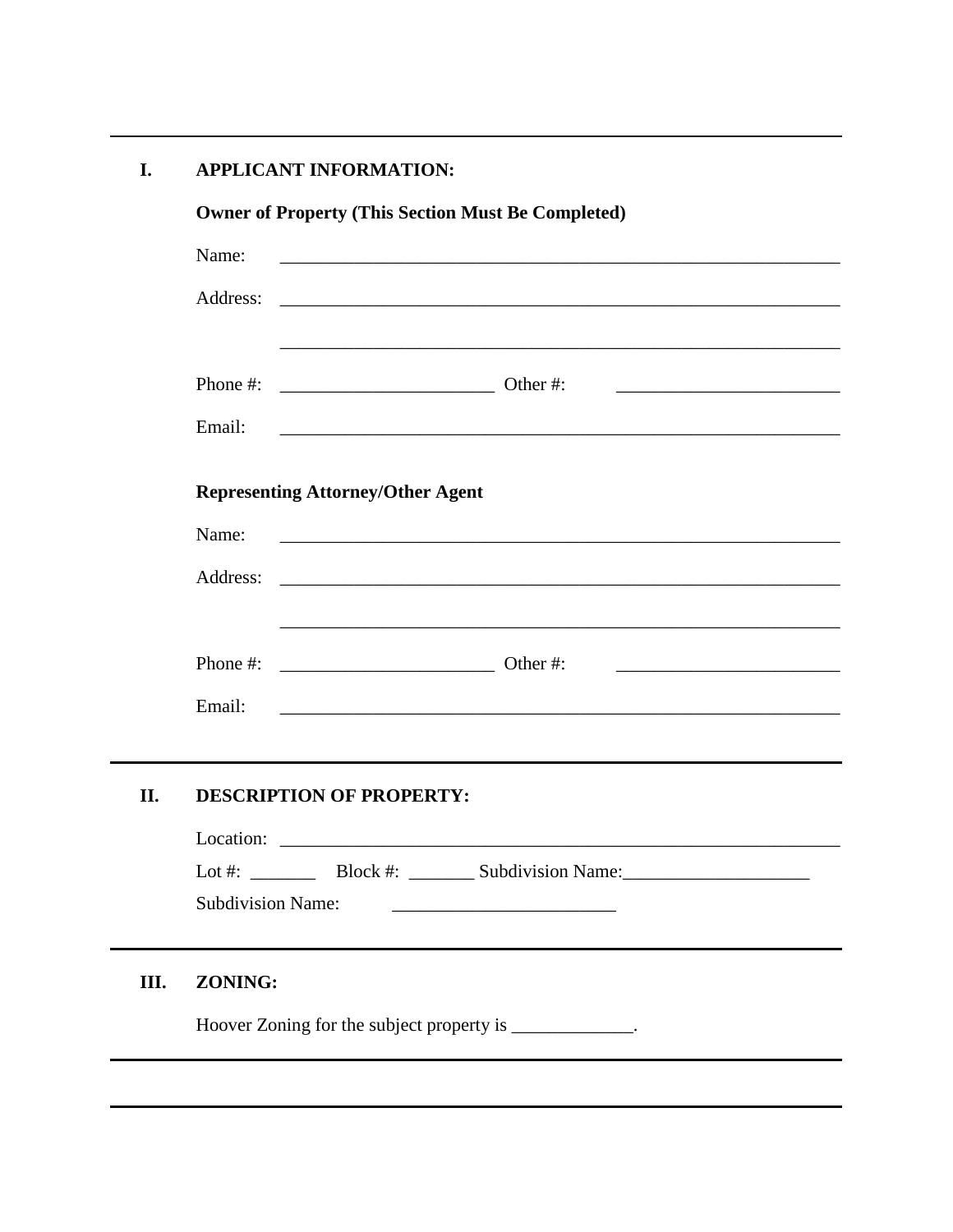---

## I. APPLICANT INFORMATION:

**Owner of Property (This Section Must Be Completed)**

Name: ______________________________________________________________

Address: ______________________________________________________________

______________________________________________________________

Phone #: ________________________ Other #: ________________________

Email: ______________________________________________________________

**Representing Attorney/Other Agent**

Name: ______________________________________________________________

Address: ______________________________________________________________

______________________________________________________________

Phone #: ________________________ Other #: ________________________

Email: ______________________________________________________________

---

## II. DESCRIPTION OF PROPERTY:

Location: ______________________________________________________________

Lot #: _______ Block #: _______ Subdivision Name:____________________

Subdivision Name: ________________________

---

## III. ZONING:

Hoover Zoning for the subject property is _____________.

---

---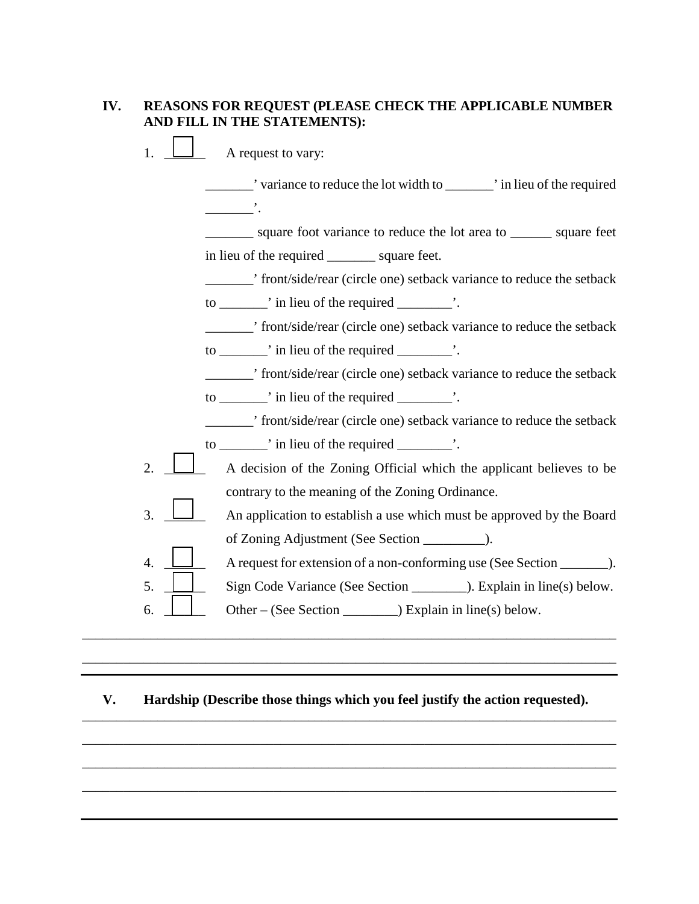## IV. REASONS FOR REQUEST (PLEASE CHECK THE APPLICABLE NUMBER AND FILL IN THE STATEMENTS):

1. ☐ A request to vary:

   _______' variance to reduce the lot width to _______' in lieu of the required _______'.

   _______ square foot variance to reduce the lot area to ______ square feet in lieu of the required _______ square feet.

   _______' front/side/rear (circle one) setback variance to reduce the setback to _______' in lieu of the required ________'.

   _______' front/side/rear (circle one) setback variance to reduce the setback to _______' in lieu of the required ________'.

   _______' front/side/rear (circle one) setback variance to reduce the setback to _______' in lieu of the required ________'.

   _______' front/side/rear (circle one) setback variance to reduce the setback to _______' in lieu of the required ________'.

2. ☐ A decision of the Zoning Official which the applicant believes to be contrary to the meaning of the Zoning Ordinance.
3. ☐ An application to establish a use which must be approved by the Board of Zoning Adjustment (See Section _________).
4. ☐ A request for extension of a non-conforming use (See Section _______).
5. ☐ Sign Code Variance (See Section ________). Explain in line(s) below.
6. ☐ Other – (See Section ________) Explain in line(s) below.

_____________________________________________________________________________

_____________________________________________________________________________

## V. Hardship (Describe those things which you feel justify the action requested).

_____________________________________________________________________________

_____________________________________________________________________________

_____________________________________________________________________________

_____________________________________________________________________________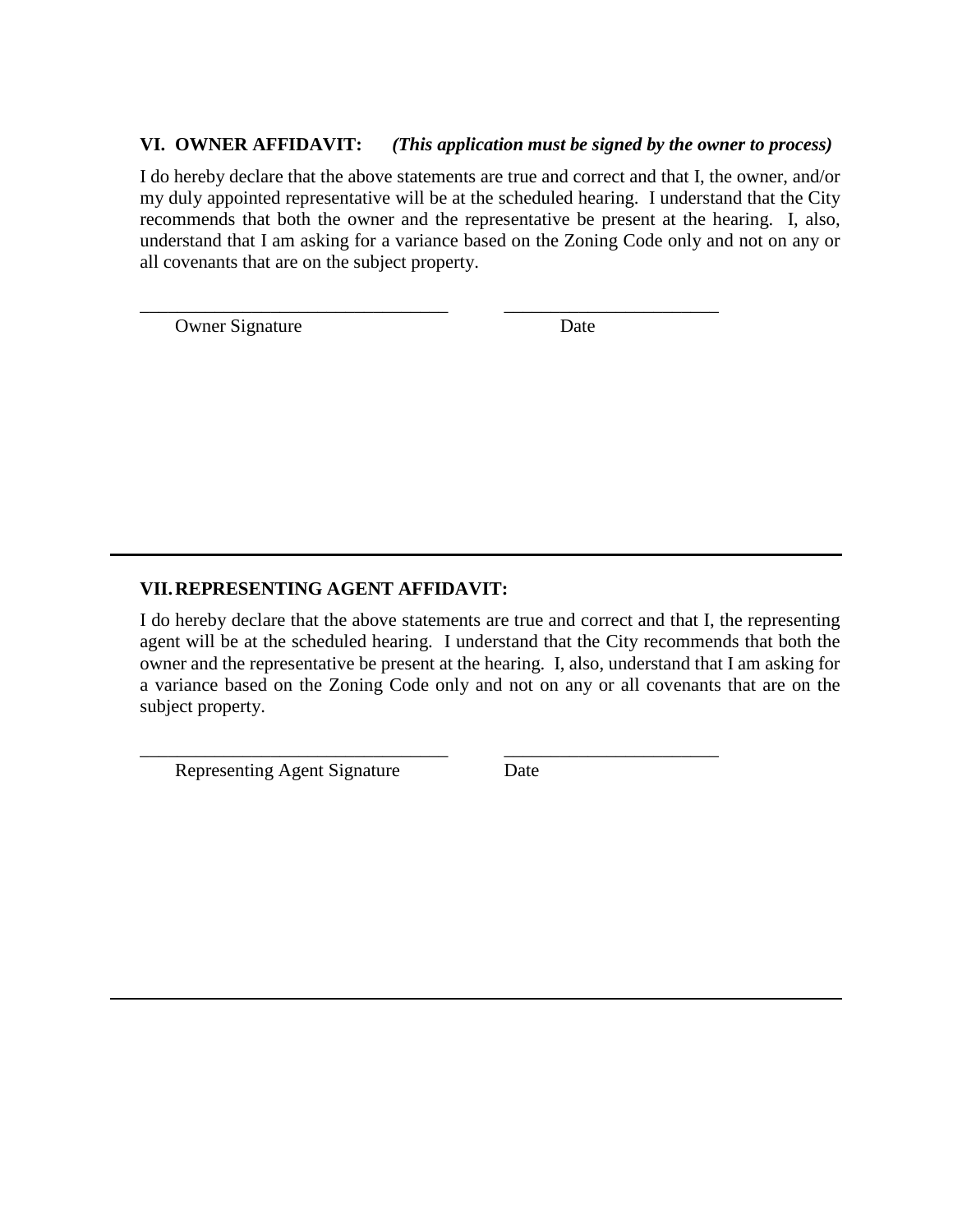**VI. OWNER AFFIDAVIT:** ***(This application must be signed by the owner to process)***

I do hereby declare that the above statements are true and correct and that I, the owner, and/or my duly appointed representative will be at the scheduled hearing. I understand that the City recommends that both the owner and the representative be present at the hearing. I, also, understand that I am asking for a variance based on the Zoning Code only and not on any or all covenants that are on the subject property.

_________________________________ _______________________

Owner Signature Date

---

**VII. REPRESENTING AGENT AFFIDAVIT:**

I do hereby declare that the above statements are true and correct and that I, the representing agent will be at the scheduled hearing. I understand that the City recommends that both the owner and the representative be present at the hearing. I, also, understand that I am asking for a variance based on the Zoning Code only and not on any or all covenants that are on the subject property.

_________________________________ _______________________

Representing Agent Signature Date

---